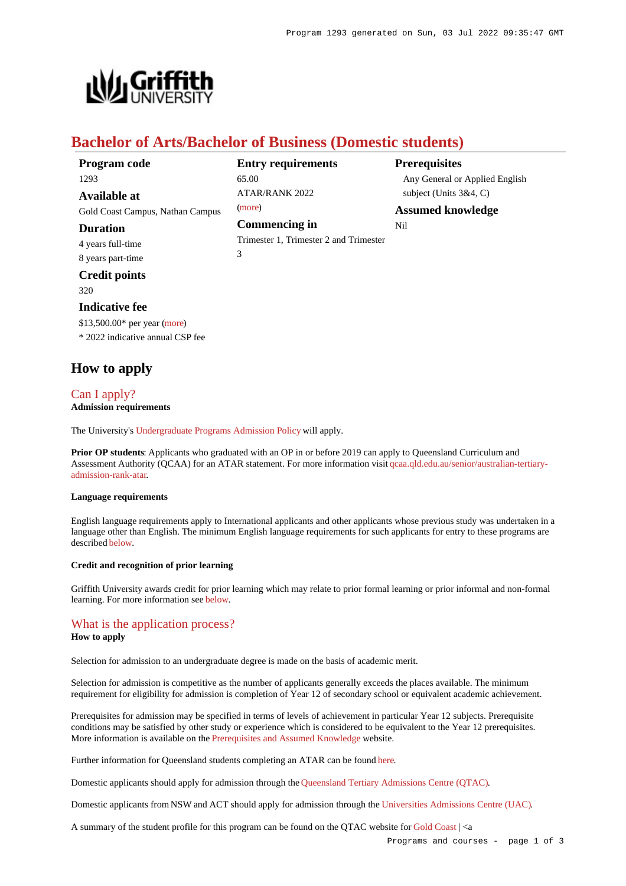# Bachelor of Arts/Bachelor of Business (Domestic students)

**Program code**
1293

**Available at**
Gold Coast Campus, Nathan Campus

**Duration**
4 years full-time
8 years part-time

**Credit points**
320

**Indicative fee**
$13,500.00* per year (more)
* 2022 indicative annual CSP fee

**Entry requirements**
65.00
ATAR/RANK 2022
(more)

**Commencing in**
Trimester 1, Trimester 2 and Trimester 3

**Prerequisites**
Any General or Applied English subject (Units 3&4, C)

**Assumed knowledge**
Nil

## How to apply

### Can I apply?

**Admission requirements**

The University's Undergraduate Programs Admission Policy will apply.

**Prior OP students**: Applicants who graduated with an OP in or before 2019 can apply to Queensland Curriculum and Assessment Authority (QCAA) for an ATAR statement. For more information visit qcaa.qld.edu.au/senior/australian-tertiary-admission-rank-atar.

**Language requirements**

English language requirements apply to International applicants and other applicants whose previous study was undertaken in a language other than English. The minimum English language requirements for such applicants for entry to these programs are described below.

**Credit and recognition of prior learning**

Griffith University awards credit for prior learning which may relate to prior formal learning or prior informal and non-formal learning. For more information see below.

### What is the application process?

**How to apply**

Selection for admission to an undergraduate degree is made on the basis of academic merit.

Selection for admission is competitive as the number of applicants generally exceeds the places available. The minimum requirement for eligibility for admission is completion of Year 12 of secondary school or equivalent academic achievement.

Prerequisites for admission may be specified in terms of levels of achievement in particular Year 12 subjects. Prerequisite conditions may be satisfied by other study or experience which is considered to be equivalent to the Year 12 prerequisites. More information is available on the Prerequisites and Assumed Knowledge website.

Further information for Queensland students completing an ATAR can be found here.

Domestic applicants should apply for admission through the Queensland Tertiary Admissions Centre (QTAC).

Domestic applicants from NSW and ACT should apply for admission through the Universities Admissions Centre (UAC).

A summary of the student profile for this program can be found on the QTAC website for Gold Coast | <a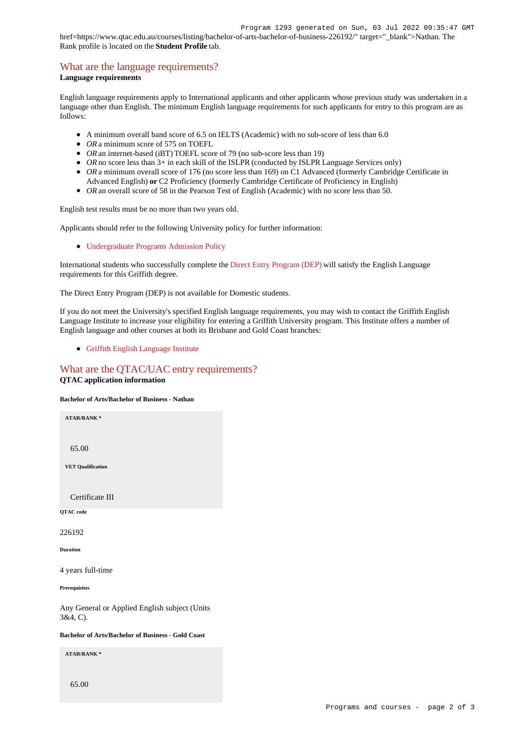href=https://www.qtac.edu.au/courses/listing/bachelor-of-arts-bachelor-of-business-226192/" target="_blank">Nathan. The Rank profile is located on the **Student Profile** tab.

## What are the language requirements?

**Language requirements**

English language requirements apply to International applicants and other applicants whose previous study was undertaken in a language other than English. The minimum English language requirements for such applicants for entry to this program are as follows:

- A minimum overall band score of 6.5 on IELTS (Academic) with no sub-score of less than 6.0
- *OR* a minimum score of 575 on TOEFL
- *OR* an internet-based (iBT) TOEFL score of 79 (no sub-score less than 19)
- *OR* no score less than 3+ in each skill of the ISLPR (conducted by ISLPR Language Services only)
- *OR* a minimum overall score of 176 (no score less than 169) on C1 Advanced (formerly Cambridge Certificate in Advanced English) **or** C2 Proficiency (formerly Cambridge Certificate of Proficiency in English)
- *OR* an overall score of 58 in the Pearson Test of English (Academic) with no score less than 50.

English test results must be no more than two years old.

Applicants should refer to the following University policy for further information:

- Undergraduate Programs Admission Policy

International students who successfully complete the Direct Entry Program (DEP) will satisfy the English Language requirements for this Griffith degree.

The Direct Entry Program (DEP) is not available for Domestic students.

If you do not meet the University's specified English language requirements, you may wish to contact the Griffith English Language Institute to increase your eligibility for entering a Griffith University program. This Institute offers a number of English language and other courses at both its Brisbane and Gold Coast branches:

- Griffith English Language Institute

## What are the QTAC/UAC entry requirements?

**QTAC application information**

**Bachelor of Arts/Bachelor of Business - Nathan**

**ATAR/RANK ***

65.00

**VET Qualification**

Certificate III

**QTAC code**

226192

**Duration**

4 years full-time

**Prerequisites**

Any General or Applied English subject (Units 3&4, C).

**Bachelor of Arts/Bachelor of Business - Gold Coast**

**ATAR/RANK ***

65.00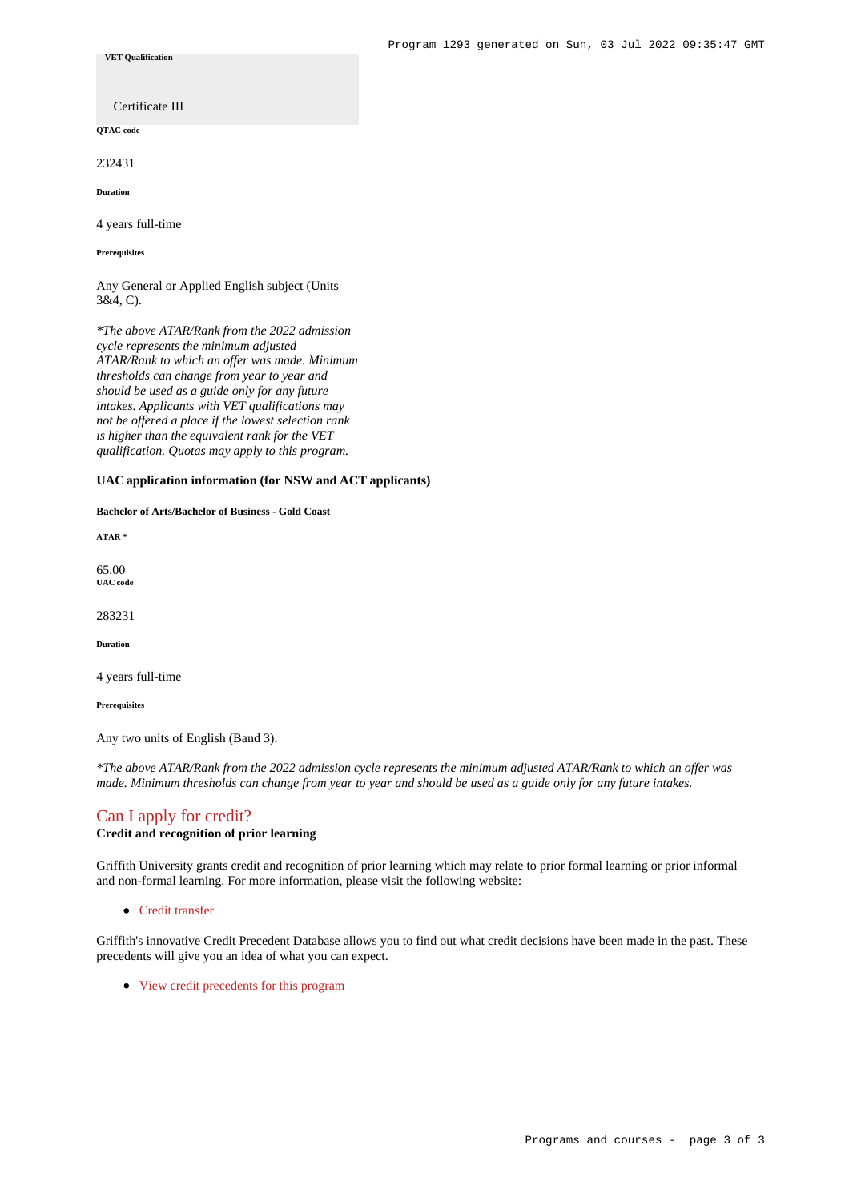**VET Qualification**

Certificate III

**QTAC code**

232431

**Duration**

4 years full-time

**Prerequisites**

Any General or Applied English subject (Units 3&4, C).

*\*The above ATAR/Rank from the 2022 admission cycle represents the minimum adjusted ATAR/Rank to which an offer was made. Minimum thresholds can change from year to year and should be used as a guide only for any future intakes. Applicants with VET qualifications may not be offered a place if the lowest selection rank is higher than the equivalent rank for the VET qualification. Quotas may apply to this program.*

### UAC application information (for NSW and ACT applicants)

**Bachelor of Arts/Bachelor of Business - Gold Coast**

**ATAR \***

65.00

**UAC code**

283231

**Duration**

4 years full-time

**Prerequisites**

Any two units of English (Band 3).

*\*The above ATAR/Rank from the 2022 admission cycle represents the minimum adjusted ATAR/Rank to which an offer was made. Minimum thresholds can change from year to year and should be used as a guide only for any future intakes.*

## Can I apply for credit?

### Credit and recognition of prior learning

Griffith University grants credit and recognition of prior learning which may relate to prior formal learning or prior informal and non-formal learning. For more information, please visit the following website:

- Credit transfer

Griffith's innovative Credit Precedent Database allows you to find out what credit decisions have been made in the past. These precedents will give you an idea of what you can expect.

- View credit precedents for this program